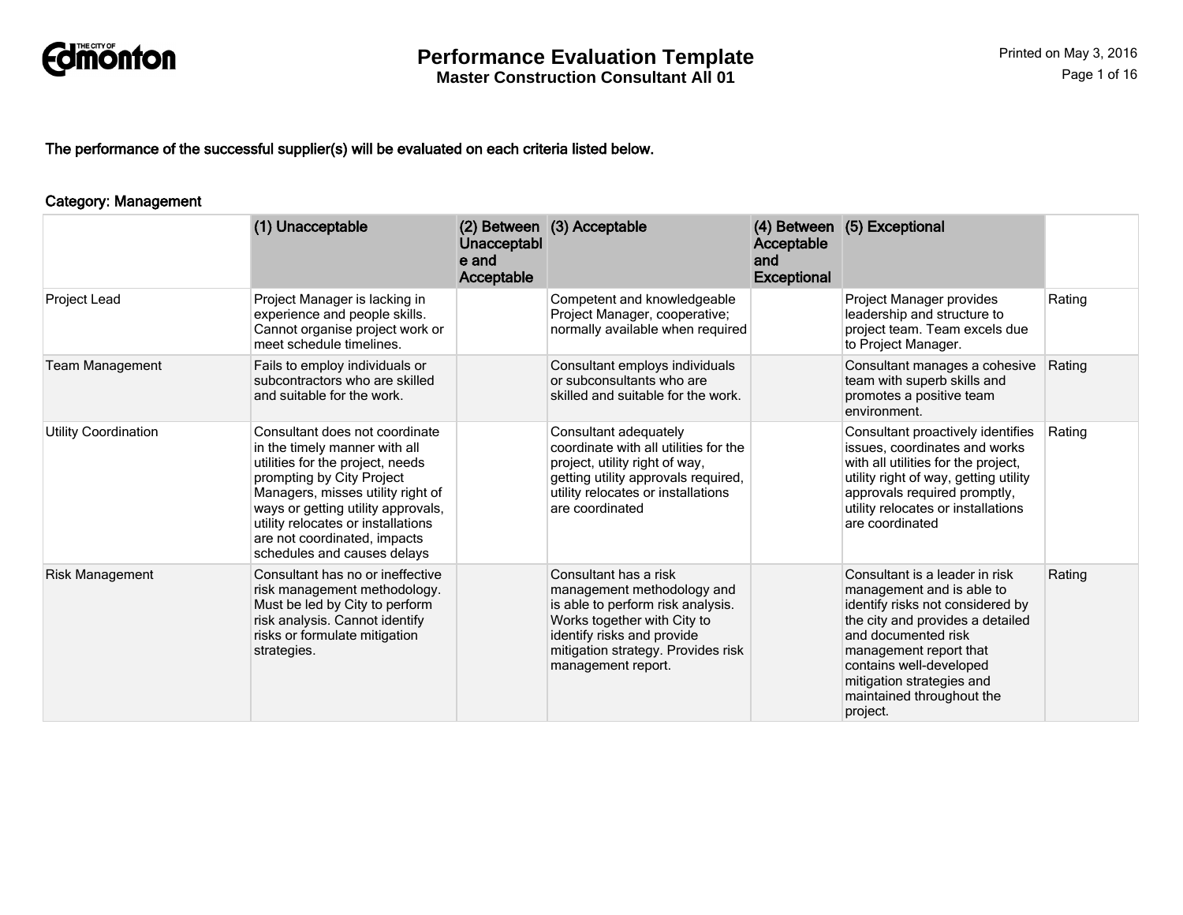# Performance Evaluation Template

## Master Construction Consultant All 01

**The performance of the successful supplier(s) will be evaluated on each criteria listed below.**

### Category: Management

| | (1) Unacceptable | (2) Between Unacceptable and Acceptable | (3) Acceptable | (4) Between Acceptable and Exceptional | (5) Exceptional | |
|---|---|---|---|---|---|---|
| Project Lead | Project Manager is lacking in experience and people skills. Cannot organise project work or meet schedule timelines. | | Competent and knowledgeable Project Manager, cooperative; normally available when required | | Project Manager provides leadership and structure to project team. Team excels due to Project Manager. | Rating |
| Team Management | Fails to employ individuals or subcontractors who are skilled and suitable for the work. | | Consultant employs individuals or subconsultants who are skilled and suitable for the work. | | Consultant manages a cohesive team with superb skills and promotes a positive team environment. | Rating |
| Utility Coordination | Consultant does not coordinate in the timely manner with all utilities for the project, needs prompting by City Project Managers, misses utility right of ways or getting utility approvals, utility relocates or installations are not coordinated, impacts schedules and causes delays | | Consultant adequately coordinate with all utilities for the project, utility right of way, getting utility approvals required, utility relocates or installations are coordinated | | Consultant proactively identifies issues, coordinates and works with all utilities for the project, utility right of way, getting utility approvals required promptly, utility relocates or installations are coordinated | Rating |
| Risk Management | Consultant has no or ineffective risk management methodology. Must be led by City to perform risk analysis. Cannot identify risks or formulate mitigation strategies. | | Consultant has a risk management methodology and is able to perform risk analysis. Works together with City to identify risks and provide mitigation strategy. Provides risk management report. | | Consultant is a leader in risk management and is able to identify risks not considered by the city and provides a detailed and documented risk management report that contains well-developed mitigation strategies and maintained throughout the project. | Rating |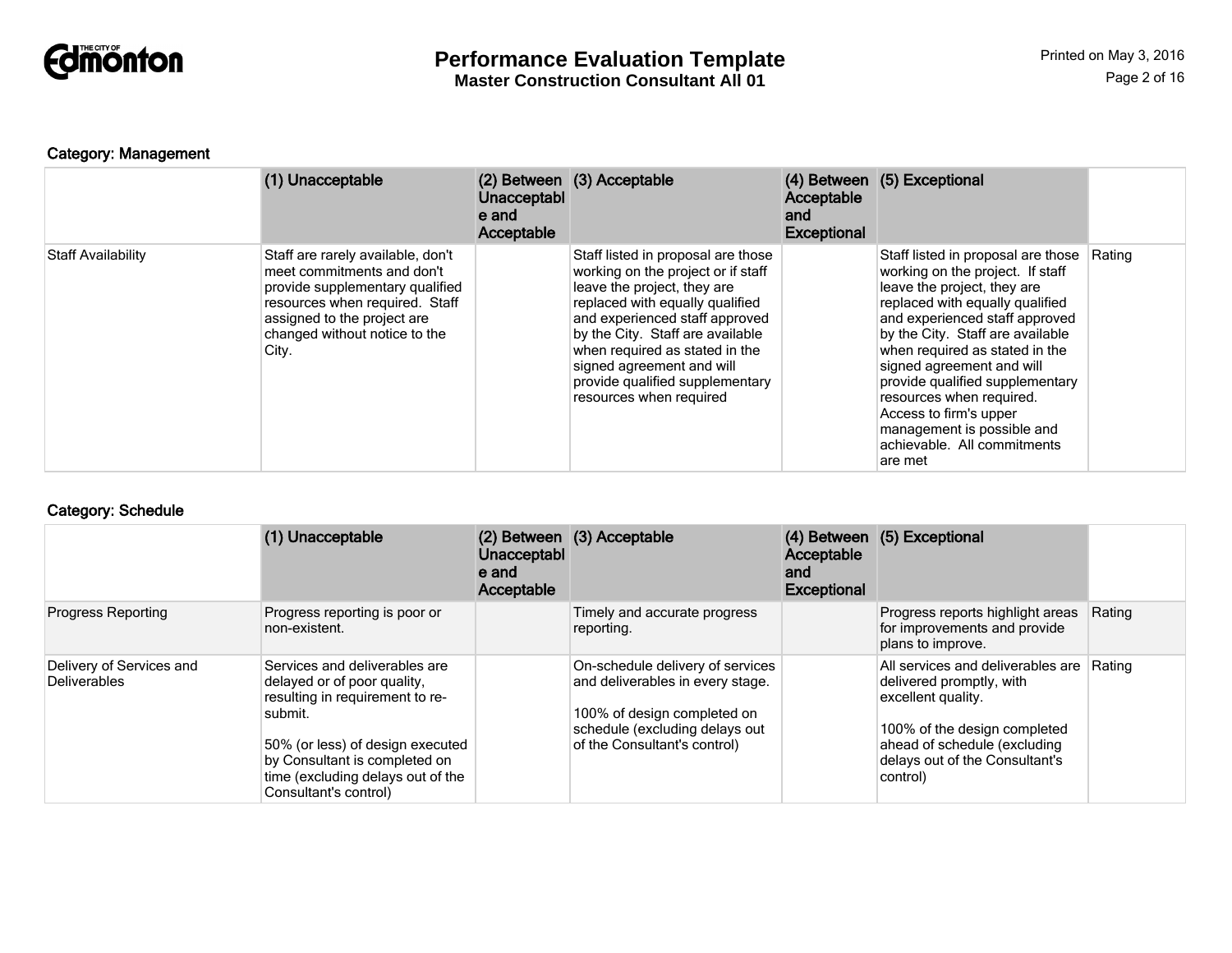### Category: Management

| | (1) Unacceptable | (2) Between Unacceptable and Acceptable | (3) Acceptable | (4) Between Acceptable and Exceptional | (5) Exceptional | |
|---|---|---|---|---|---|---|
| Staff Availability | Staff are rarely available, don't meet commitments and don't provide supplementary qualified resources when required. Staff assigned to the project are changed without notice to the City. | | Staff listed in proposal are those working on the project or if staff leave the project, they are replaced with equally qualified and experienced staff approved by the City. Staff are available when required as stated in the signed agreement and will provide qualified supplementary resources when required | | Staff listed in proposal are those working on the project. If staff leave the project, they are replaced with equally qualified and experienced staff approved by the City. Staff are available when required as stated in the signed agreement and will provide qualified supplementary resources when required. Access to firm's upper management is possible and achievable. All commitments are met | Rating |

### Category: Schedule

| | (1) Unacceptable | (2) Between Unacceptable and Acceptable | (3) Acceptable | (4) Between Acceptable and Exceptional | (5) Exceptional | |
|---|---|---|---|---|---|---|
| Progress Reporting | Progress reporting is poor or non-existent. | | Timely and accurate progress reporting. | | Progress reports highlight areas for improvements and provide plans to improve. | Rating |
| Delivery of Services and Deliverables | Services and deliverables are delayed or of poor quality, resulting in requirement to re-submit.<br><br>50% (or less) of design executed by Consultant is completed on time (excluding delays out of the Consultant's control) | | On-schedule delivery of services and deliverables in every stage.<br><br>100% of design completed on schedule (excluding delays out of the Consultant's control) | | All services and deliverables are delivered promptly, with excellent quality.<br><br>100% of the design completed ahead of schedule (excluding delays out of the Consultant's control) | Rating |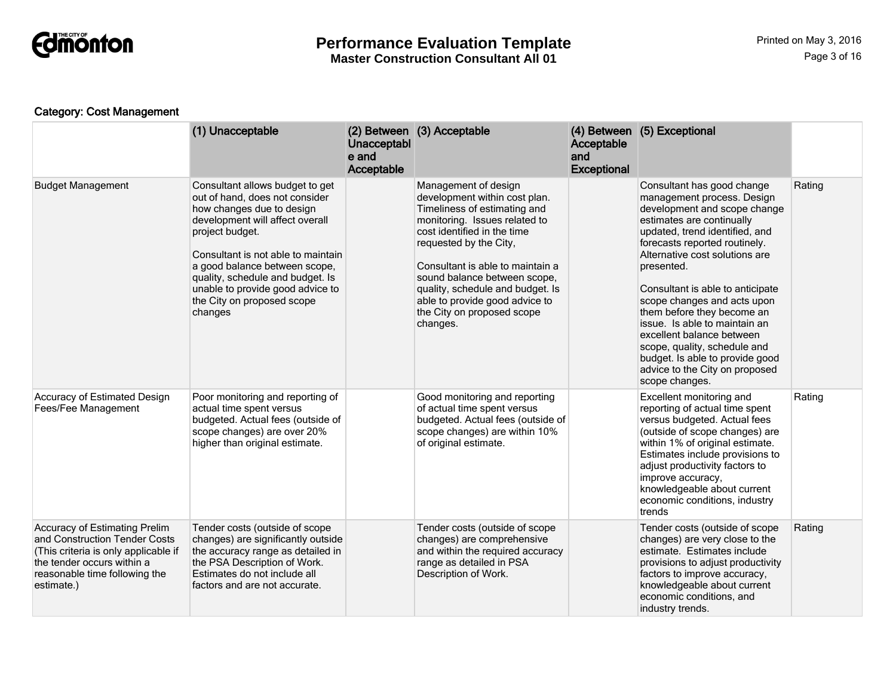**Category: Cost Management**

| | (1) Unacceptable | (2) Between Unacceptable and Acceptable | (3) Acceptable | (4) Between Acceptable and Exceptional | (5) Exceptional | |
|---|---|---|---|---|---|---|
| Budget Management | Consultant allows budget to get out of hand, does not consider how changes due to design development will affect overall project budget.<br><br>Consultant is not able to maintain a good balance between scope, quality, schedule and budget. Is unable to provide good advice to the City on proposed scope changes | | Management of design development within cost plan. Timeliness of estimating and monitoring. Issues related to cost identified in the time requested by the City,<br><br>Consultant is able to maintain a sound balance between scope, quality, schedule and budget. Is able to provide good advice to the City on proposed scope changes. | | Consultant has good change management process. Design development and scope change estimates are continually updated, trend identified, and forecasts reported routinely. Alternative cost solutions are presented.<br><br>Consultant is able to anticipate scope changes and acts upon them before they become an issue. Is able to maintain an excellent balance between scope, quality, schedule and budget. Is able to provide good advice to the City on proposed scope changes. | Rating |
| Accuracy of Estimated Design Fees/Fee Management | Poor monitoring and reporting of actual time spent versus budgeted. Actual fees (outside of scope changes) are over 20% higher than original estimate. | | Good monitoring and reporting of actual time spent versus budgeted. Actual fees (outside of scope changes) are within 10% of original estimate. | | Excellent monitoring and reporting of actual time spent versus budgeted. Actual fees (outside of scope changes) are within 1% of original estimate. Estimates include provisions to adjust productivity factors to improve accuracy, knowledgeable about current economic conditions, industry trends | Rating |
| Accuracy of Estimating Prelim and Construction Tender Costs (This criteria is only applicable if the tender occurs within a reasonable time following the estimate.) | Tender costs (outside of scope changes) are significantly outside the accuracy range as detailed in the PSA Description of Work. Estimates do not include all factors and are not accurate. | | Tender costs (outside of scope changes) are comprehensive and within the required accuracy range as detailed in PSA Description of Work. | | Tender costs (outside of scope changes) are very close to the estimate. Estimates include provisions to adjust productivity factors to improve accuracy, knowledgeable about current economic conditions, and industry trends. | Rating |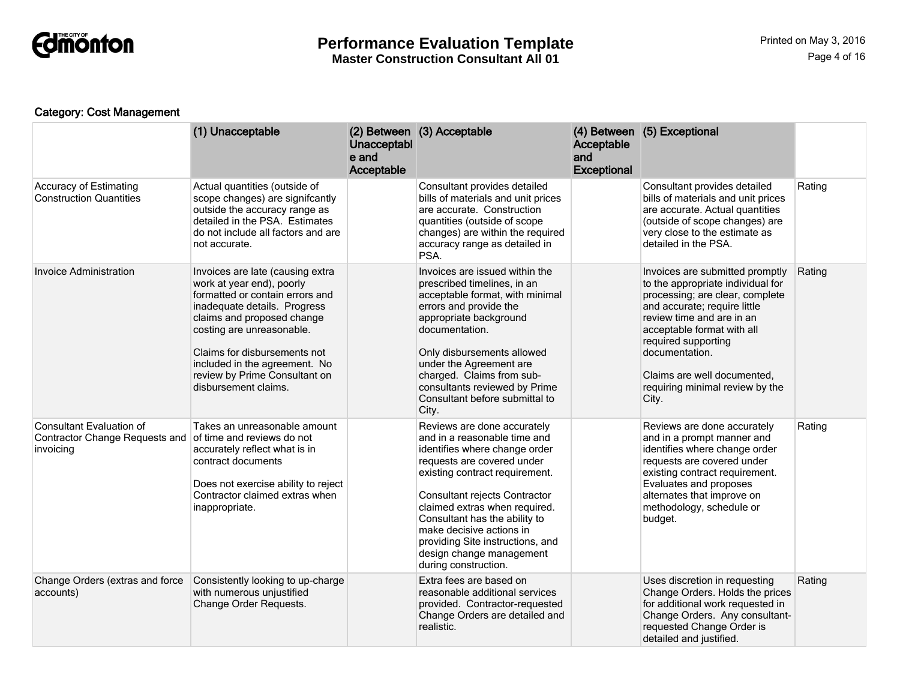### Category: Cost Management

| | (1) Unacceptable | (2) Between Unacceptable and Acceptable | (3) Acceptable | (4) Between Acceptable and Exceptional | (5) Exceptional | |
|---|---|---|---|---|---|---|
| Accuracy of Estimating Construction Quantities | Actual quantities (outside of scope changes) are signifcantly outside the accuracy range as detailed in the PSA. Estimates do not include all factors and are not accurate. | | Consultant provides detailed bills of materials and unit prices are accurate. Construction quantities (outside of scope changes) are within the required accuracy range as detailed in PSA. | | Consultant provides detailed bills of materials and unit prices are accurate. Actual quantities (outside of scope changes) are very close to the estimate as detailed in the PSA. | Rating |
| Invoice Administration | Invoices are late (causing extra work at year end), poorly formatted or contain errors and inadequate details. Progress claims and proposed change costing are unreasonable.<br><br>Claims for disbursements not included in the agreement. No review by Prime Consultant on disbursement claims. | | Invoices are issued within the prescribed timelines, in an acceptable format, with minimal errors and provide the appropriate background documentation.<br><br>Only disbursements allowed under the Agreement are charged. Claims from sub-consultants reviewed by Prime Consultant before submittal to City. | | Invoices are submitted promptly to the appropriate individual for processing; are clear, complete and accurate; require little review time and are in an acceptable format with all required supporting documentation.<br><br>Claims are well documented, requiring minimal review by the City. | Rating |
| Consultant Evaluation of Contractor Change Requests and invoicing | Takes an unreasonable amount of time and reviews do not accurately reflect what is in contract documents<br><br>Does not exercise ability to reject Contractor claimed extras when inappropriate. | | Reviews are done accurately and in a reasonable time and identifies where change order requests are covered under existing contract requirement.<br><br>Consultant rejects Contractor claimed extras when required. Consultant has the ability to make decisive actions in providing Site instructions, and design change management during construction. | | Reviews are done accurately and in a prompt manner and identifies where change order requests are covered under existing contract requirement. Evaluates and proposes alternates that improve on methodology, schedule or budget. | Rating |
| Change Orders (extras and force accounts) | Consistently looking to up-charge with numerous unjustified Change Order Requests. | | Extra fees are based on reasonable additional services provided. Contractor-requested Change Orders are detailed and realistic. | | Uses discretion in requesting Change Orders. Holds the prices for additional work requested in Change Orders. Any consultant-requested Change Order is detailed and justified. | Rating |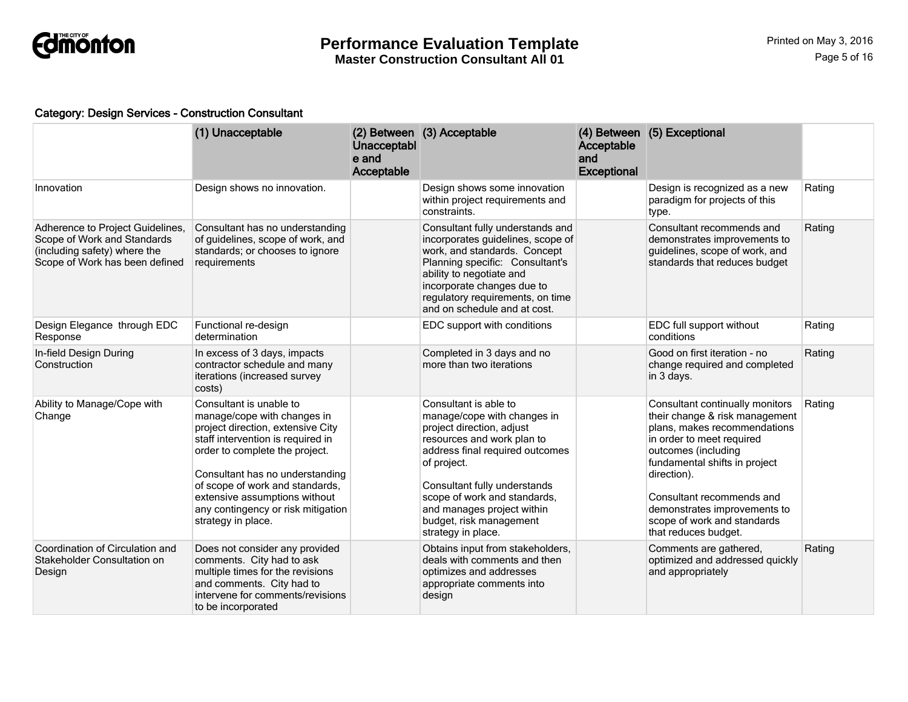# Performance Evaluation Template

**Master Construction Consultant All 01**

**Category: Design Services - Construction Consultant**

| | (1) Unacceptable | (2) Between Unacceptable and Acceptable | (3) Acceptable | (4) Between Acceptable and Exceptional | (5) Exceptional | |
|---|---|---|---|---|---|---|
| Innovation | Design shows no innovation. | | Design shows some innovation within project requirements and constraints. | | Design is recognized as a new paradigm for projects of this type. | Rating |
| Adherence to Project Guidelines, Scope of Work and Standards (including safety) where the Scope of Work has been defined | Consultant has no understanding of guidelines, scope of work, and standards; or chooses to ignore requirements | | Consultant fully understands and incorporates guidelines, scope of work, and standards. Concept Planning specific: Consultant's ability to negotiate and incorporate changes due to regulatory requirements, on time and on schedule and at cost. | | Consultant recommends and demonstrates improvements to guidelines, scope of work, and standards that reduces budget | Rating |
| Design Elegance through EDC Response | Functional re-design determination | | EDC support with conditions | | EDC full support without conditions | Rating |
| In-field Design During Construction | In excess of 3 days, impacts contractor schedule and many iterations (increased survey costs) | | Completed in 3 days and no more than two iterations | | Good on first iteration - no change required and completed in 3 days. | Rating |
| Ability to Manage/Cope with Change | Consultant is unable to manage/cope with changes in project direction, extensive City staff intervention is required in order to complete the project.<br><br>Consultant has no understanding of scope of work and standards, extensive assumptions without any contingency or risk mitigation strategy in place. | | Consultant is able to manage/cope with changes in project direction, adjust resources and work plan to address final required outcomes of project.<br><br>Consultant fully understands scope of work and standards, and manages project within budget, risk management strategy in place. | | Consultant continually monitors their change & risk management plans, makes recommendations in order to meet required outcomes (including fundamental shifts in project direction).<br><br>Consultant recommends and demonstrates improvements to scope of work and standards that reduces budget. | Rating |
| Coordination of Circulation and Stakeholder Consultation on Design | Does not consider any provided comments. City had to ask multiple times for the revisions and comments. City had to intervene for comments/revisions to be incorporated | | Obtains input from stakeholders, deals with comments and then optimizes and addresses appropriate comments into design | | Comments are gathered, optimized and addressed quickly and appropriately | Rating |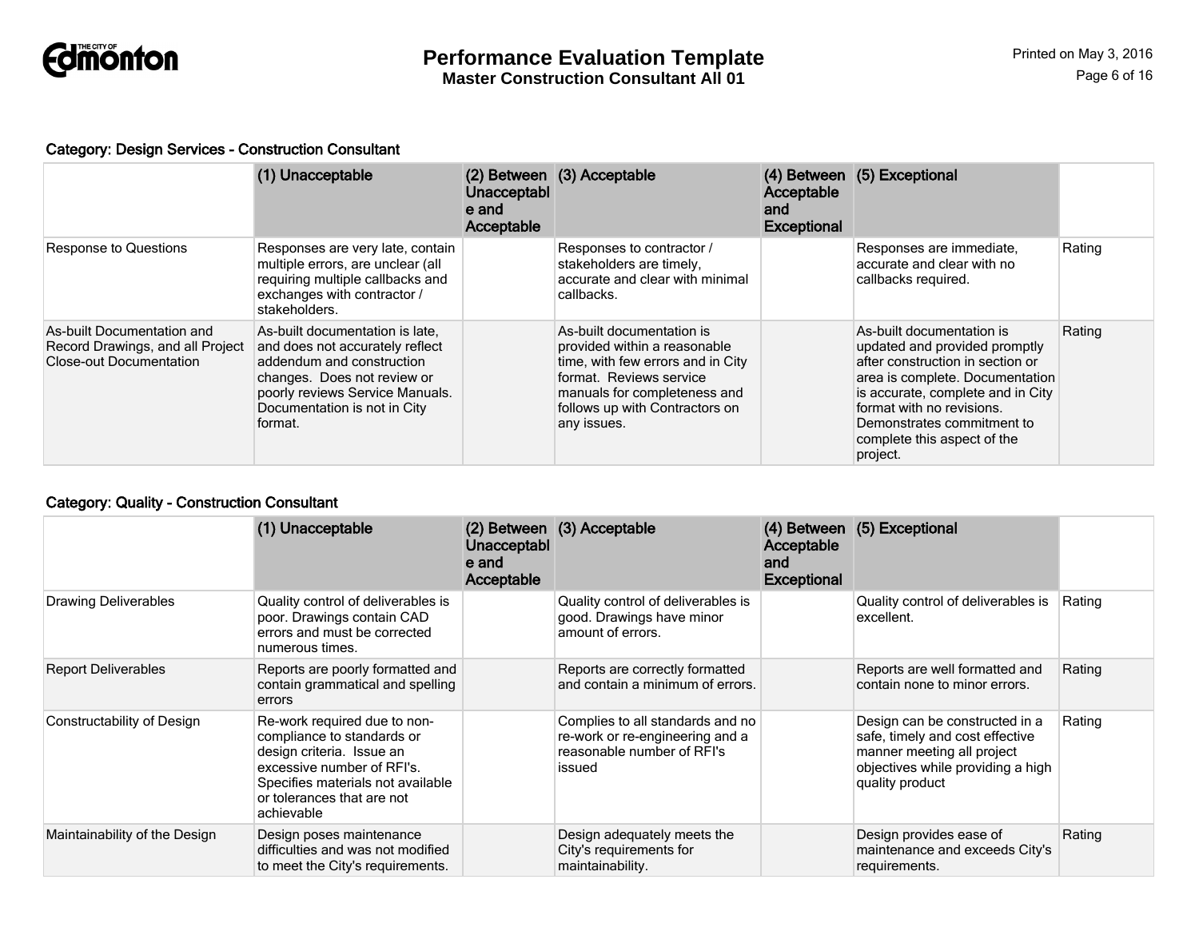Category: Design Services - Construction Consultant

| | (1) Unacceptable | (2) Between Unacceptable and Acceptable | (3) Acceptable | (4) Between Acceptable and Exceptional | (5) Exceptional | |
|---|---|---|---|---|---|---|
| Response to Questions | Responses are very late, contain multiple errors, are unclear (all requiring multiple callbacks and exchanges with contractor / stakeholders. | | Responses to contractor / stakeholders are timely, accurate and clear with minimal callbacks. | | Responses are immediate, accurate and clear with no callbacks required. | Rating |
| As-built Documentation and Record Drawings, and all Project Close-out Documentation | As-built documentation is late, and does not accurately reflect addendum and construction changes. Does not review or poorly reviews Service Manuals. Documentation is not in City format. | | As-built documentation is provided within a reasonable time, with few errors and in City format. Reviews service manuals for completeness and follows up with Contractors on any issues. | | As-built documentation is updated and provided promptly after construction in section or area is complete. Documentation is accurate, complete and in City format with no revisions. Demonstrates commitment to complete this aspect of the project. | Rating |

Category: Quality - Construction Consultant

| | (1) Unacceptable | (2) Between Unacceptable and Acceptable | (3) Acceptable | (4) Between Acceptable and Exceptional | (5) Exceptional | |
|---|---|---|---|---|---|---|
| Drawing Deliverables | Quality control of deliverables is poor. Drawings contain CAD errors and must be corrected numerous times. | | Quality control of deliverables is good. Drawings have minor amount of errors. | | Quality control of deliverables is excellent. | Rating |
| Report Deliverables | Reports are poorly formatted and contain grammatical and spelling errors | | Reports are correctly formatted and contain a minimum of errors. | | Reports are well formatted and contain none to minor errors. | Rating |
| Constructability of Design | Re-work required due to non-compliance to standards or design criteria. Issue an excessive number of RFI's. Specifies materials not available or tolerances that are not achievable | | Complies to all standards and no re-work or re-engineering and a reasonable number of RFI's issued | | Design can be constructed in a safe, timely and cost effective manner meeting all project objectives while providing a high quality product | Rating |
| Maintainability of the Design | Design poses maintenance difficulties and was not modified to meet the City's requirements. | | Design adequately meets the City's requirements for maintainability. | | Design provides ease of maintenance and exceeds City's requirements. | Rating |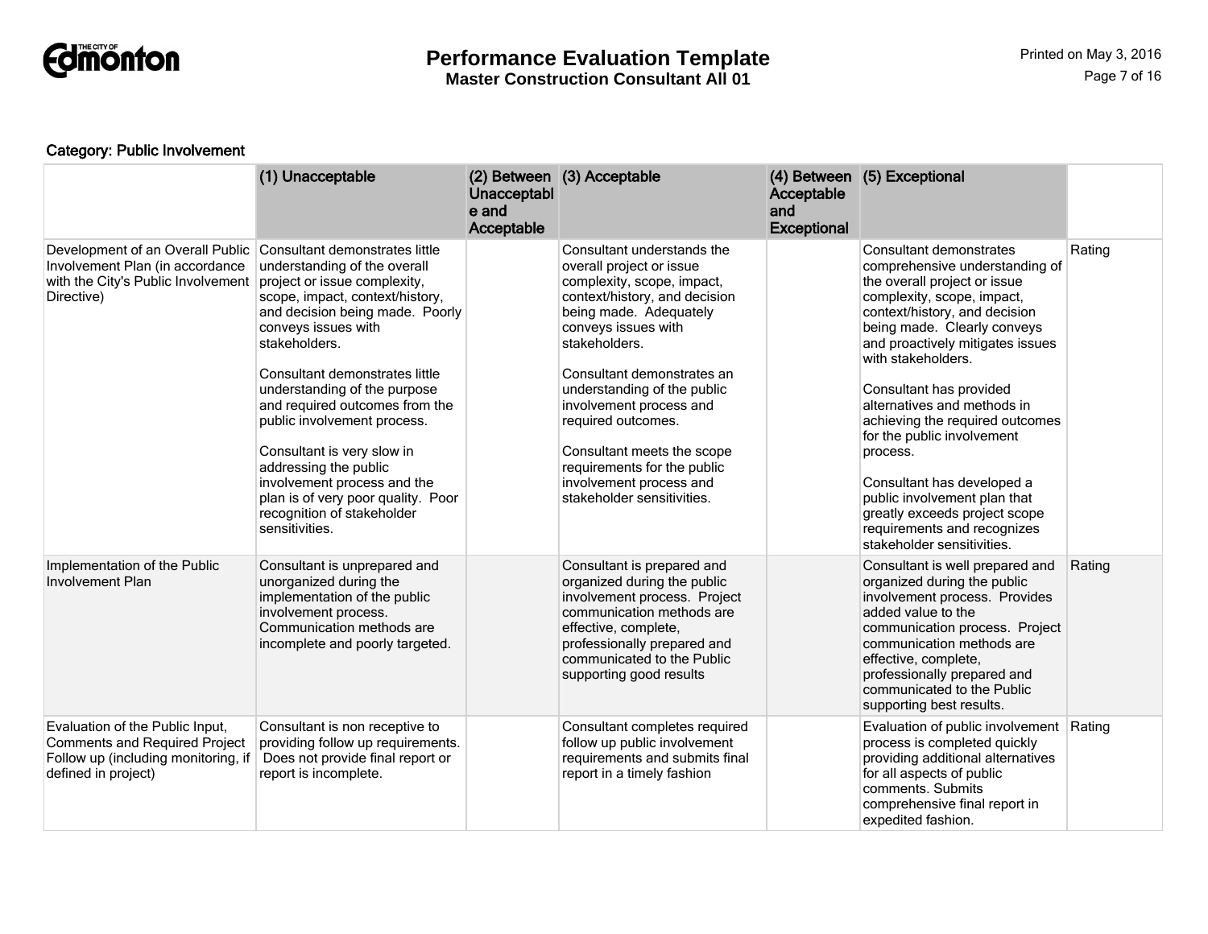Category: Public Involvement

| | (1) Unacceptable | (2) Between Unacceptable and Acceptable | (3) Acceptable | (4) Between Acceptable and Exceptional | (5) Exceptional | |
|---|---|---|---|---|---|---|
| Development of an Overall Public Involvement Plan (in accordance with the City's Public Involvement Directive) | Consultant demonstrates little understanding of the overall project or issue complexity, scope, impact, context/history, and decision being made. Poorly conveys issues with stakeholders.<br><br>Consultant demonstrates little understanding of the purpose and required outcomes from the public involvement process.<br><br>Consultant is very slow in addressing the public involvement process and the plan is of very poor quality. Poor recognition of stakeholder sensitivities. | | Consultant understands the overall project or issue complexity, scope, impact, context/history, and decision being made. Adequately conveys issues with stakeholders.<br><br>Consultant demonstrates an understanding of the public involvement process and required outcomes.<br><br>Consultant meets the scope requirements for the public involvement process and stakeholder sensitivities. | | Consultant demonstrates comprehensive understanding of the overall project or issue complexity, scope, impact, context/history, and decision being made. Clearly conveys and proactively mitigates issues with stakeholders.<br><br>Consultant has provided alternatives and methods in achieving the required outcomes for the public involvement process.<br><br>Consultant has developed a public involvement plan that greatly exceeds project scope requirements and recognizes stakeholder sensitivities. | Rating |
| Implementation of the Public Involvement Plan | Consultant is unprepared and unorganized during the implementation of the public involvement process. Communication methods are incomplete and poorly targeted. | | Consultant is prepared and organized during the public involvement process. Project communication methods are effective, complete, professionally prepared and communicated to the Public supporting good results | | Consultant is well prepared and organized during the public involvement process. Provides added value to the communication process. Project communication methods are effective, complete, professionally prepared and communicated to the Public supporting best results. | Rating |
| Evaluation of the Public Input, Comments and Required Project Follow up (including monitoring, if defined in project) | Consultant is non receptive to providing follow up requirements. Does not provide final report or report is incomplete. | | Consultant completes required follow up public involvement requirements and submits final report in a timely fashion | | Evaluation of public involvement process is completed quickly providing additional alternatives for all aspects of public comments. Submits comprehensive final report in expedited fashion. | Rating |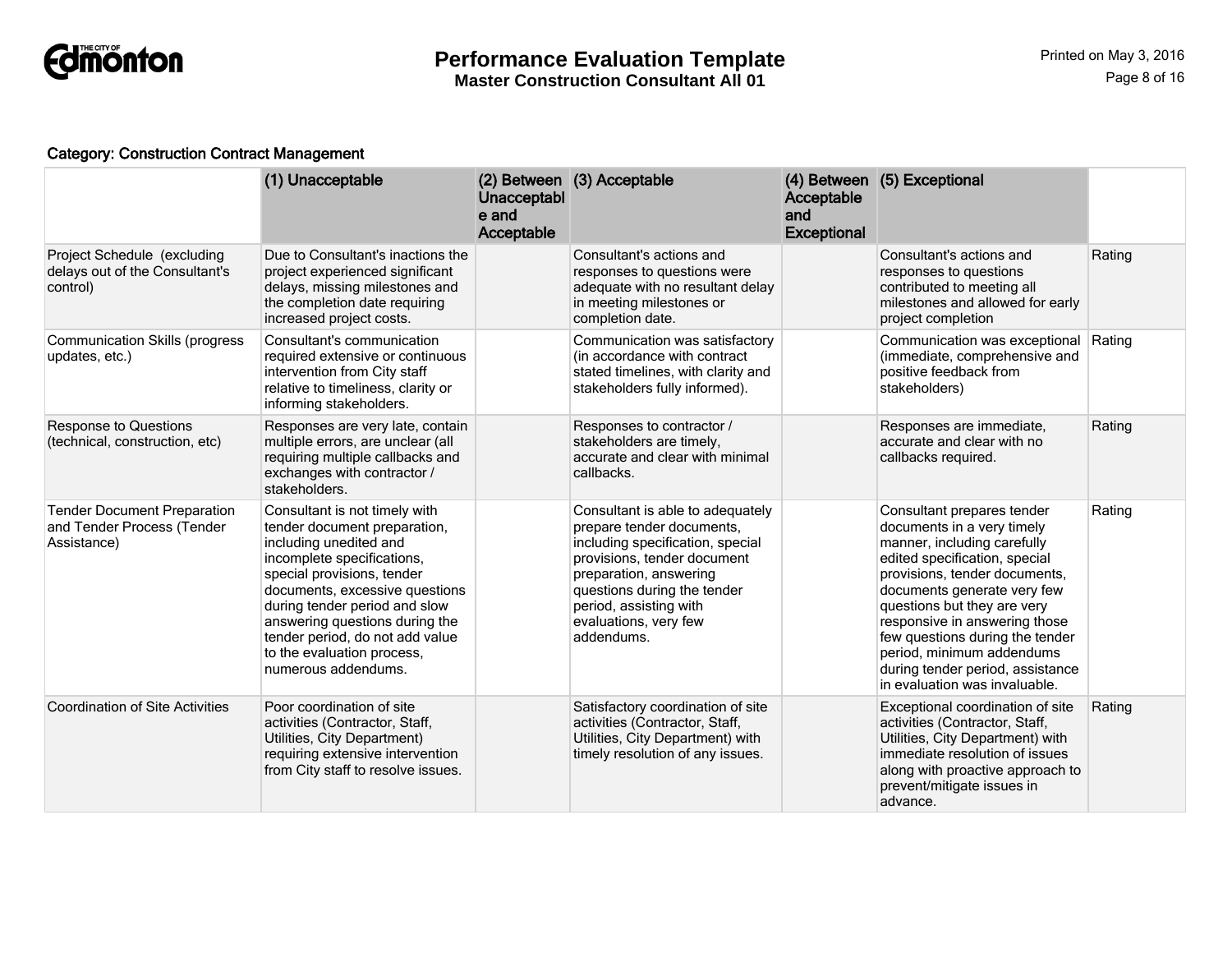**Category: Construction Contract Management**

| | (1) Unacceptable | (2) Between Unacceptable and Acceptable | (3) Acceptable | (4) Between Acceptable and Exceptional | (5) Exceptional | |
|---|---|---|---|---|---|---|
| Project Schedule (excluding delays out of the Consultant's control) | Due to Consultant's inactions the project experienced significant delays, missing milestones and the completion date requiring increased project costs. | | Consultant's actions and responses to questions were adequate with no resultant delay in meeting milestones or completion date. | | Consultant's actions and responses to questions contributed to meeting all milestones and allowed for early project completion | Rating |
| Communication Skills (progress updates, etc.) | Consultant's communication required extensive or continuous intervention from City staff relative to timeliness, clarity or informing stakeholders. | | Communication was satisfactory (in accordance with contract stated timelines, with clarity and stakeholders fully informed). | | Communication was exceptional (immediate, comprehensive and positive feedback from stakeholders) | Rating |
| Response to Questions (technical, construction, etc) | Responses are very late, contain multiple errors, are unclear (all requiring multiple callbacks and exchanges with contractor / stakeholders. | | Responses to contractor / stakeholders are timely, accurate and clear with minimal callbacks. | | Responses are immediate, accurate and clear with no callbacks required. | Rating |
| Tender Document Preparation and Tender Process (Tender Assistance) | Consultant is not timely with tender document preparation, including unedited and incomplete specifications, special provisions, tender documents, excessive questions during tender period and slow answering questions during the tender period, do not add value to the evaluation process, numerous addendums. | | Consultant is able to adequately prepare tender documents, including specification, special provisions, tender document preparation, answering questions during the tender period, assisting with evaluations, very few addendums. | | Consultant prepares tender documents in a very timely manner, including carefully edited specification, special provisions, tender documents, documents generate very few questions but they are very responsive in answering those few questions during the tender period, minimum addendums during tender period, assistance in evaluation was invaluable. | Rating |
| Coordination of Site Activities | Poor coordination of site activities (Contractor, Staff, Utilities, City Department) requiring extensive intervention from City staff to resolve issues. | | Satisfactory coordination of site activities (Contractor, Staff, Utilities, City Department) with timely resolution of any issues. | | Exceptional coordination of site activities (Contractor, Staff, Utilities, City Department) with immediate resolution of issues along with proactive approach to prevent/mitigate issues in advance. | Rating |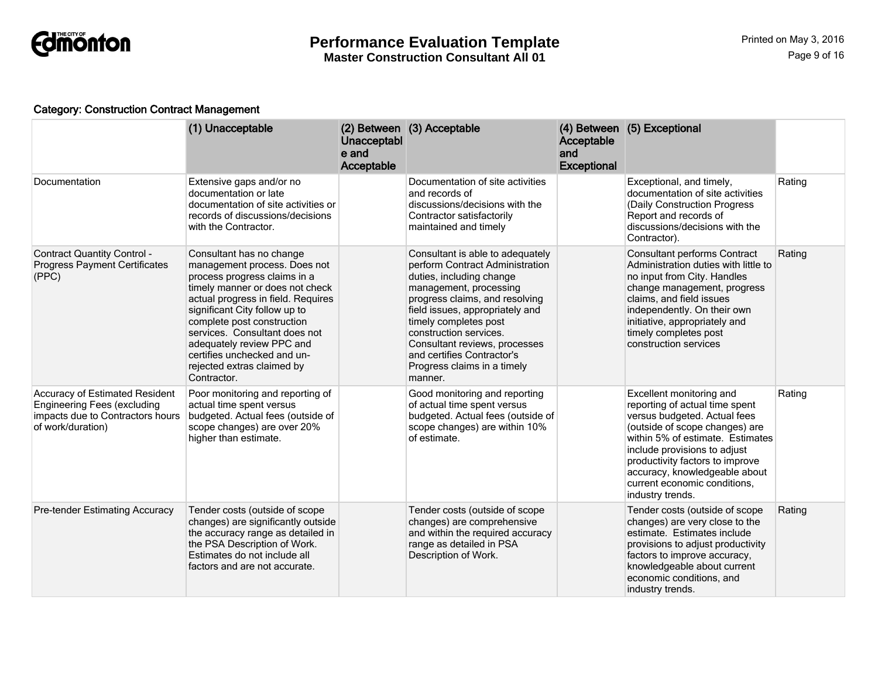Category: Construction Contract Management

| | (1) Unacceptable | (2) Between Unacceptable and Acceptable | (3) Acceptable | (4) Between Acceptable and Exceptional | (5) Exceptional | |
|---|---|---|---|---|---|---|
| Documentation | Extensive gaps and/or no documentation or late documentation of site activities or records of discussions/decisions with the Contractor. | | Documentation of site activities and records of discussions/decisions with the Contractor satisfactorily maintained and timely | | Exceptional, and timely, documentation of site activities (Daily Construction Progress Report and records of discussions/decisions with the Contractor). | Rating |
| Contract Quantity Control - Progress Payment Certificates (PPC) | Consultant has no change management process. Does not process progress claims in a timely manner or does not check actual progress in field. Requires significant City follow up to complete post construction services. Consultant does not adequately review PPC and certifies unchecked and un-rejected extras claimed by Contractor. | | Consultant is able to adequately perform Contract Administration duties, including change management, processing progress claims, and resolving field issues, appropriately and timely completes post construction services. Consultant reviews, processes and certifies Contractor's Progress claims in a timely manner. | | Consultant performs Contract Administration duties with little to no input from City. Handles change management, progress claims, and field issues independently. On their own initiative, appropriately and timely completes post construction services | Rating |
| Accuracy of Estimated Resident Engineering Fees (excluding impacts due to Contractors hours of work/duration) | Poor monitoring and reporting of actual time spent versus budgeted. Actual fees (outside of scope changes) are over 20% higher than estimate. | | Good monitoring and reporting of actual time spent versus budgeted. Actual fees (outside of scope changes) are within 10% of estimate. | | Excellent monitoring and reporting of actual time spent versus budgeted. Actual fees (outside of scope changes) are within 5% of estimate. Estimates include provisions to adjust productivity factors to improve accuracy, knowledgeable about current economic conditions, industry trends. | Rating |
| Pre-tender Estimating Accuracy | Tender costs (outside of scope changes) are significantly outside the accuracy range as detailed in the PSA Description of Work. Estimates do not include all factors and are not accurate. | | Tender costs (outside of scope changes) are comprehensive and within the required accuracy range as detailed in PSA Description of Work. | | Tender costs (outside of scope changes) are very close to the estimate. Estimates include provisions to adjust productivity factors to improve accuracy, knowledgeable about current economic conditions, and industry trends. | Rating |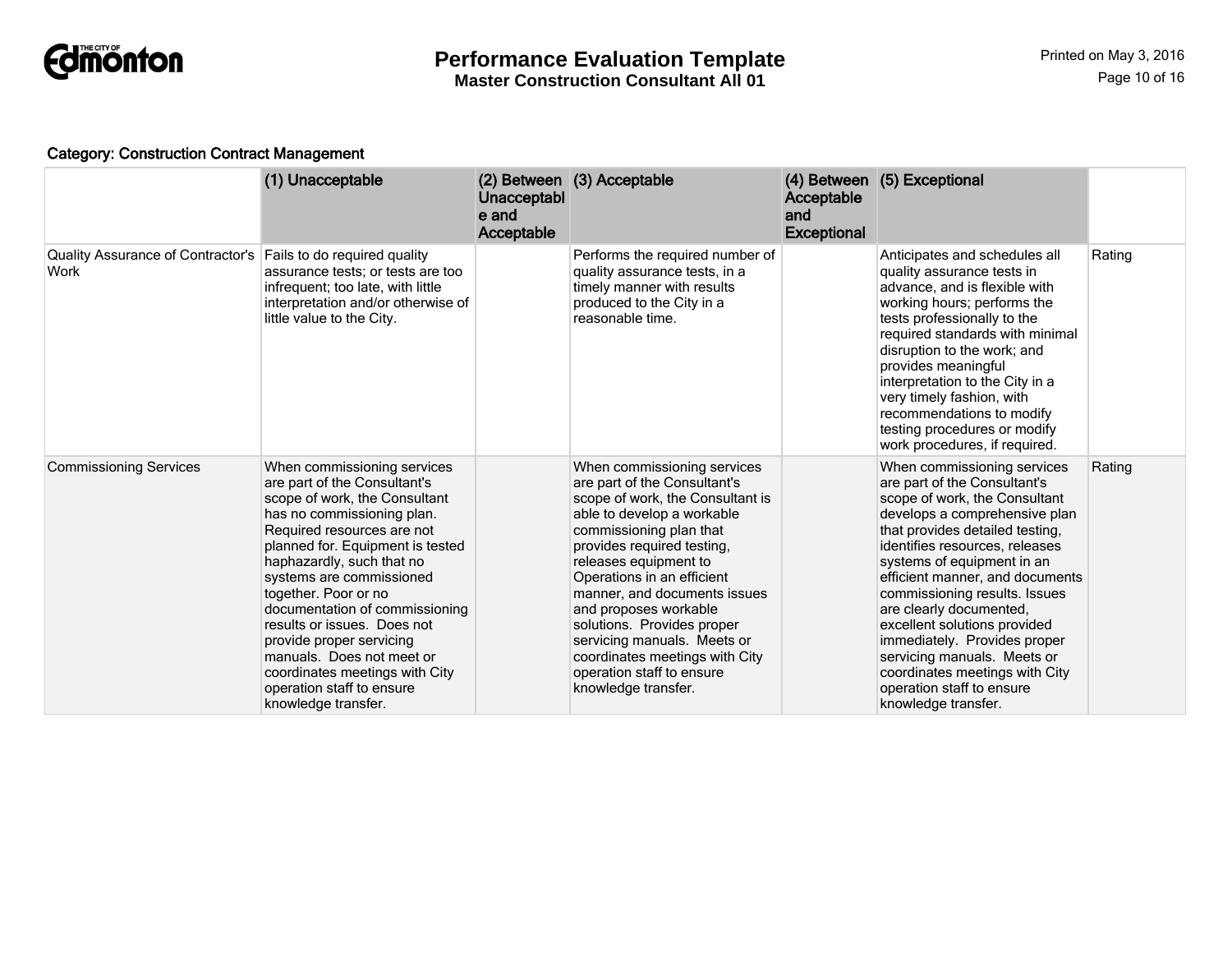**Category: Construction Contract Management**

| | (1) Unacceptable | (2) Between Unacceptable and Acceptable | (3) Acceptable | (4) Between Acceptable and Exceptional | (5) Exceptional | |
|---|---|---|---|---|---|---|
| Quality Assurance of Contractor's Work | Fails to do required quality assurance tests; or tests are too infrequent; too late, with little interpretation and/or otherwise of little value to the City. | | Performs the required number of quality assurance tests, in a timely manner with results produced to the City in a reasonable time. | | Anticipates and schedules all quality assurance tests in advance, and is flexible with working hours; performs the tests professionally to the required standards with minimal disruption to the work; and provides meaningful interpretation to the City in a very timely fashion, with recommendations to modify testing procedures or modify work procedures, if required. | Rating |
| Commissioning Services | When commissioning services are part of the Consultant's scope of work, the Consultant has no commissioning plan. Required resources are not planned for. Equipment is tested haphazardly, such that no systems are commissioned together. Poor or no documentation of commissioning results or issues. Does not provide proper servicing manuals. Does not meet or coordinates meetings with City operation staff to ensure knowledge transfer. | | When commissioning services are part of the Consultant's scope of work, the Consultant is able to develop a workable commissioning plan that provides required testing, releases equipment to Operations in an efficient manner, and documents issues and proposes workable solutions. Provides proper servicing manuals. Meets or coordinates meetings with City operation staff to ensure knowledge transfer. | | When commissioning services are part of the Consultant's scope of work, the Consultant develops a comprehensive plan that provides detailed testing, identifies resources, releases systems of equipment in an efficient manner, and documents commissioning results. Issues are clearly documented, excellent solutions provided immediately. Provides proper servicing manuals. Meets or coordinates meetings with City operation staff to ensure knowledge transfer. | Rating |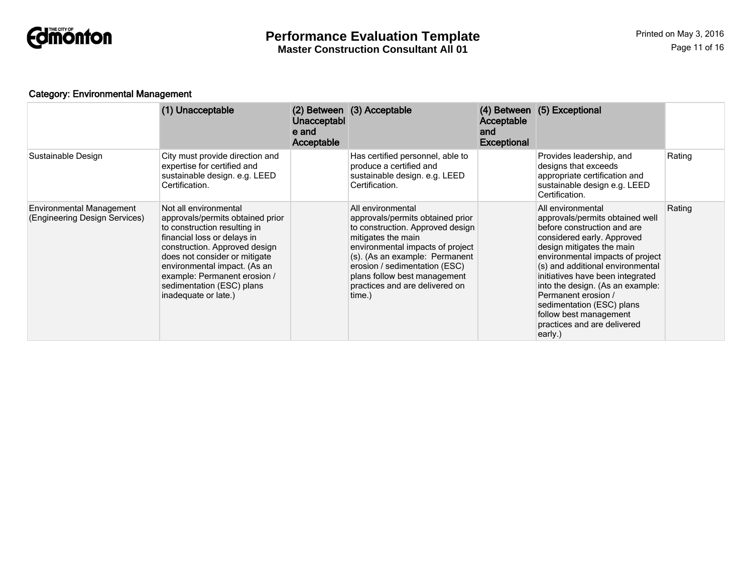Category: Environmental Management

| | (1) Unacceptable | (2) Between Unacceptable and Acceptable | (3) Acceptable | (4) Between Acceptable and Exceptional | (5) Exceptional | |
|---|---|---|---|---|---|---|
| Sustainable Design | City must provide direction and expertise for certified and sustainable design. e.g. LEED Certification. | | Has certified personnel, able to produce a certified and sustainable design. e.g. LEED Certification. | | Provides leadership, and designs that exceeds appropriate certification and sustainable design e.g. LEED Certification. | Rating |
| Environmental Management (Engineering Design Services) | Not all environmental approvals/permits obtained prior to construction resulting in financial loss or delays in construction. Approved design does not consider or mitigate environmental impact. (As an example: Permanent erosion / sedimentation (ESC) plans inadequate or late.) | | All environmental approvals/permits obtained prior to construction. Approved design mitigates the main environmental impacts of project (s). (As an example: Permanent erosion / sedimentation (ESC) plans follow best management practices and are delivered on time.) | | All environmental approvals/permits obtained well before construction and are considered early. Approved design mitigates the main environmental impacts of project (s) and additional environmental initiatives have been integrated into the design. (As an example: Permanent erosion / sedimentation (ESC) plans follow best management practices and are delivered early.) | Rating |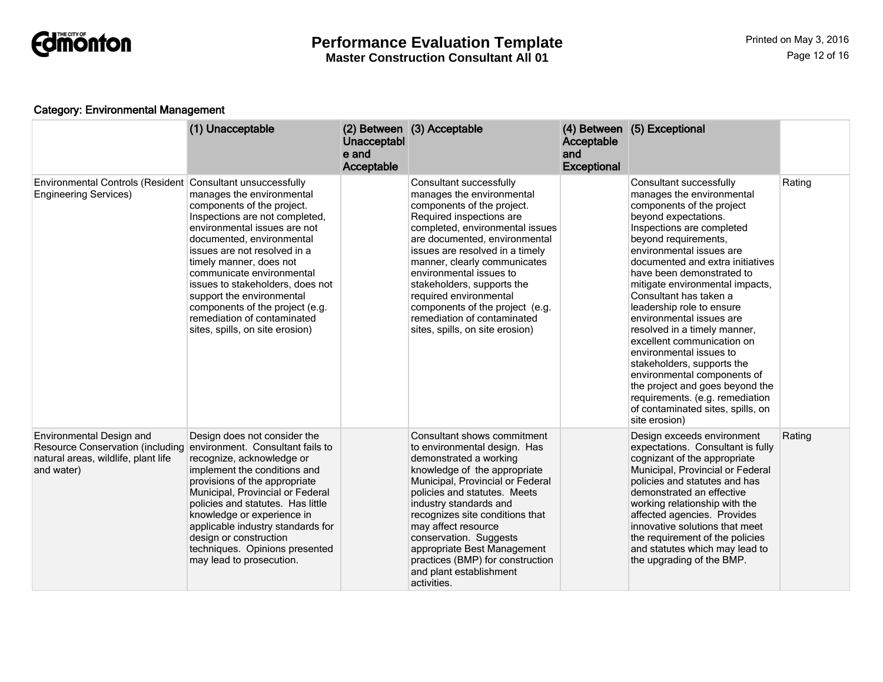### Category: Environmental Management

| | (1) Unacceptable | (2) Between Unacceptable and Acceptable | (3) Acceptable | (4) Between Acceptable and Exceptional | (5) Exceptional | |
|---|---|---|---|---|---|---|
| Environmental Controls (Resident Engineering Services) | Consultant unsuccessfully manages the environmental components of the project. Inspections are not completed, environmental issues are not documented, environmental issues are not resolved in a timely manner, does not communicate environmental issues to stakeholders, does not support the environmental components of the project (e.g. remediation of contaminated sites, spills, on site erosion) | | Consultant successfully manages the environmental components of the project. Required inspections are completed, environmental issues are documented, environmental issues are resolved in a timely manner, clearly communicates environmental issues to stakeholders, supports the required environmental components of the project (e.g. remediation of contaminated sites, spills, on site erosion) | | Consultant successfully manages the environmental components of the project beyond expectations. Inspections are completed beyond requirements, environmental issues are documented and extra initiatives have been demonstrated to mitigate environmental impacts, Consultant has taken a leadership role to ensure environmental issues are resolved in a timely manner, excellent communication on environmental issues to stakeholders, supports the environmental components of the project and goes beyond the requirements. (e.g. remediation of contaminated sites, spills, on site erosion) | Rating |
| Environmental Design and Resource Conservation (including natural areas, wildlife, plant life and water) | Design does not consider the environment. Consultant fails to recognize, acknowledge or implement the conditions and provisions of the appropriate Municipal, Provincial or Federal policies and statutes. Has little knowledge or experience in applicable industry standards for design or construction techniques. Opinions presented may lead to prosecution. | | Consultant shows commitment to environmental design. Has demonstrated a working knowledge of the appropriate Municipal, Provincial or Federal policies and statutes. Meets industry standards and recognizes site conditions that may affect resource conservation. Suggests appropriate Best Management practices (BMP) for construction and plant establishment activities. | | Design exceeds environment expectations. Consultant is fully cognizant of the appropriate Municipal, Provincial or Federal policies and statutes and has demonstrated an effective working relationship with the affected agencies. Provides innovative solutions that meet the requirement of the policies and statutes which may lead to the upgrading of the BMP. | Rating |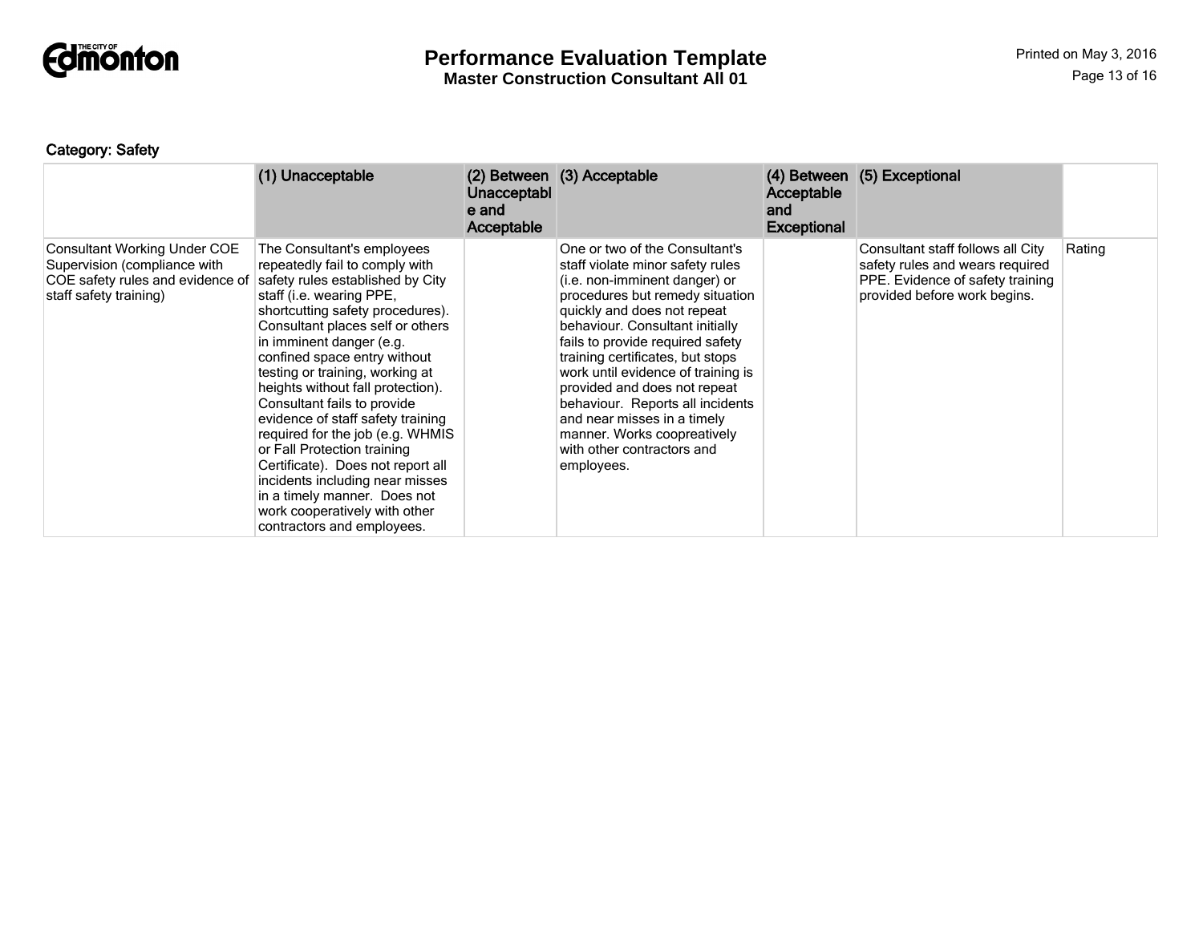Category: Safety

| | (1) Unacceptable | (2) Between Unacceptable and Acceptable | (3) Acceptable | (4) Between Acceptable and Exceptional | (5) Exceptional | |
|---|---|---|---|---|---|---|
| Consultant Working Under COE Supervision (compliance with COE safety rules and evidence of staff safety training) | The Consultant's employees repeatedly fail to comply with safety rules established by City staff (i.e. wearing PPE, shortcutting safety procedures). Consultant places self or others in imminent danger (e.g. confined space entry without testing or training, working at heights without fall protection). Consultant fails to provide evidence of staff safety training required for the job (e.g. WHMIS or Fall Protection training Certificate). Does not report all incidents including near misses in a timely manner. Does not work cooperatively with other contractors and employees. | | One or two of the Consultant's staff violate minor safety rules (i.e. non-imminent danger) or procedures but remedy situation quickly and does not repeat behaviour. Consultant initially fails to provide required safety training certificates, but stops work until evidence of training is provided and does not repeat behaviour. Reports all incidents and near misses in a timely manner. Works coopreatively with other contractors and employees. | | Consultant staff follows all City safety rules and wears required PPE. Evidence of safety training provided before work begins. | Rating |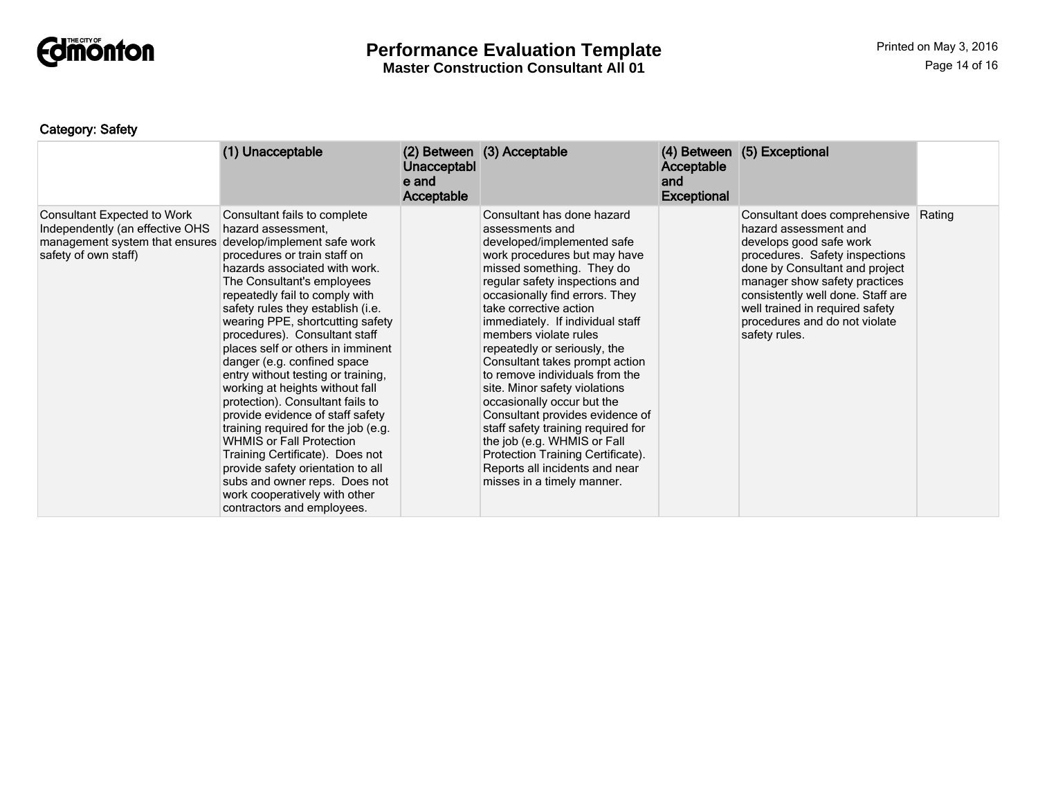# Performance Evaluation Template

**Master Construction Consultant All 01**

**Category: Safety**

| | (1) Unacceptable | (2) Between Unacceptable and Acceptable | (3) Acceptable | (4) Between Acceptable and Exceptional | (5) Exceptional | |
|---|---|---|---|---|---|---|
| Consultant Expected to Work Independently (an effective OHS management system that ensures safety of own staff) | Consultant fails to complete hazard assessment, develop/implement safe work procedures or train staff on hazards associated with work. The Consultant's employees repeatedly fail to comply with safety rules they establish (i.e. wearing PPE, shortcutting safety procedures). Consultant staff places self or others in imminent danger (e.g. confined space entry without testing or training, working at heights without fall protection). Consultant fails to provide evidence of staff safety training required for the job (e.g. WHMIS or Fall Protection Training Certificate). Does not provide safety orientation to all subs and owner reps. Does not work cooperatively with other contractors and employees. | | Consultant has done hazard assessments and developed/implemented safe work procedures but may have missed something. They do regular safety inspections and occasionally find errors. They take corrective action immediately. If individual staff members violate rules repeatedly or seriously, the Consultant takes prompt action to remove individuals from the site. Minor safety violations occasionally occur but the Consultant provides evidence of staff safety training required for the job (e.g. WHMIS or Fall Protection Training Certificate). Reports all incidents and near misses in a timely manner. | | Consultant does comprehensive hazard assessment and develops good safe work procedures. Safety inspections done by Consultant and project manager show safety practices consistently well done. Staff are well trained in required safety procedures and do not violate safety rules. | Rating |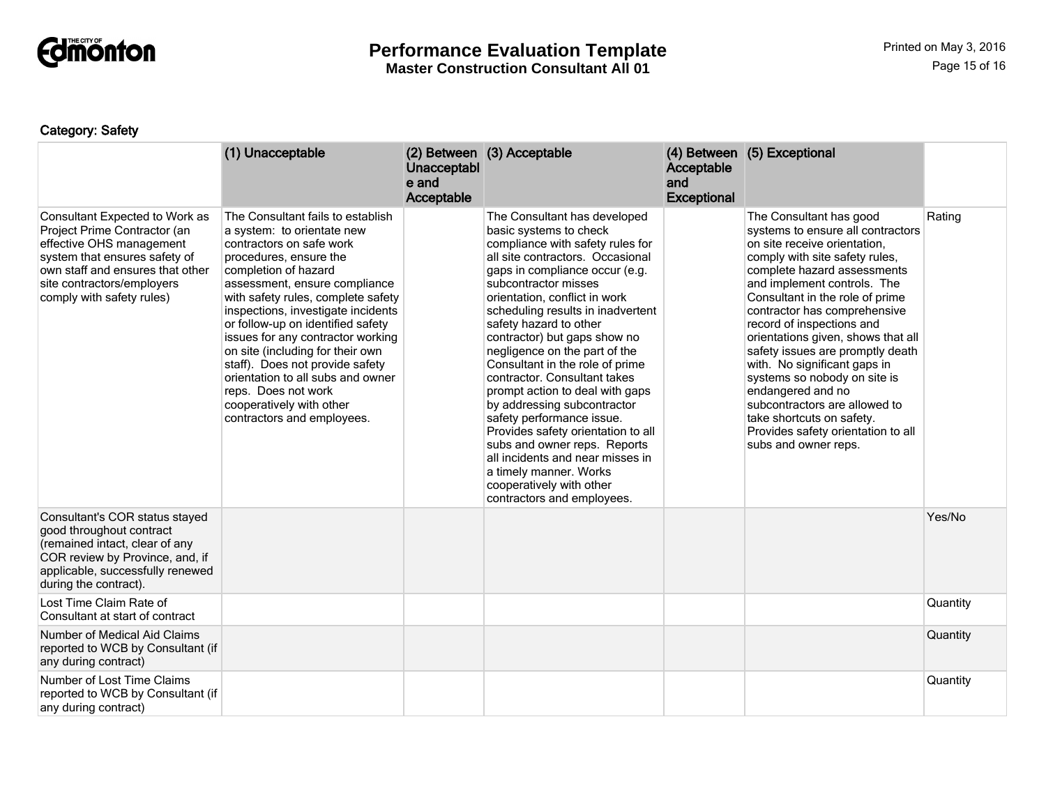**Category: Safety**

| | (1) Unacceptable | (2) Between Unacceptable and Acceptable | (3) Acceptable | (4) Between Acceptable and Exceptional | (5) Exceptional | |
|---|---|---|---|---|---|---|
| Consultant Expected to Work as Project Prime Contractor (an effective OHS management system that ensures safety of own staff and ensures that other site contractors/employers comply with safety rules) | The Consultant fails to establish a system: to orientate new contractors on safe work procedures, ensure the completion of hazard assessment, ensure compliance with safety rules, complete safety inspections, investigate incidents or follow-up on identified safety issues for any contractor working on site (including for their own staff). Does not provide safety orientation to all subs and owner reps. Does not work cooperatively with other contractors and employees. | | The Consultant has developed basic systems to check compliance with safety rules for all site contractors. Occasional gaps in compliance occur (e.g. subcontractor misses orientation, conflict in work scheduling results in inadvertent safety hazard to other contractor) but gaps show no negligence on the part of the Consultant in the role of prime contractor. Consultant takes prompt action to deal with gaps by addressing subcontractor safety performance issue. Provides safety orientation to all subs and owner reps. Reports all incidents and near misses in a timely manner. Works cooperatively with other contractors and employees. | | The Consultant has good systems to ensure all contractors on site receive orientation, comply with site safety rules, complete hazard assessments and implement controls. The Consultant in the role of prime contractor has comprehensive record of inspections and orientations given, shows that all safety issues are promptly death with. No significant gaps in systems so nobody on site is endangered and no subcontractors are allowed to take shortcuts on safety. Provides safety orientation to all subs and owner reps. | Rating |
| Consultant's COR status stayed good throughout contract (remained intact, clear of any COR review by Province, and, if applicable, successfully renewed during the contract). | | | | | | Yes/No |
| Lost Time Claim Rate of Consultant at start of contract | | | | | | Quantity |
| Number of Medical Aid Claims reported to WCB by Consultant (if any during contract) | | | | | | Quantity |
| Number of Lost Time Claims reported to WCB by Consultant (if any during contract) | | | | | | Quantity |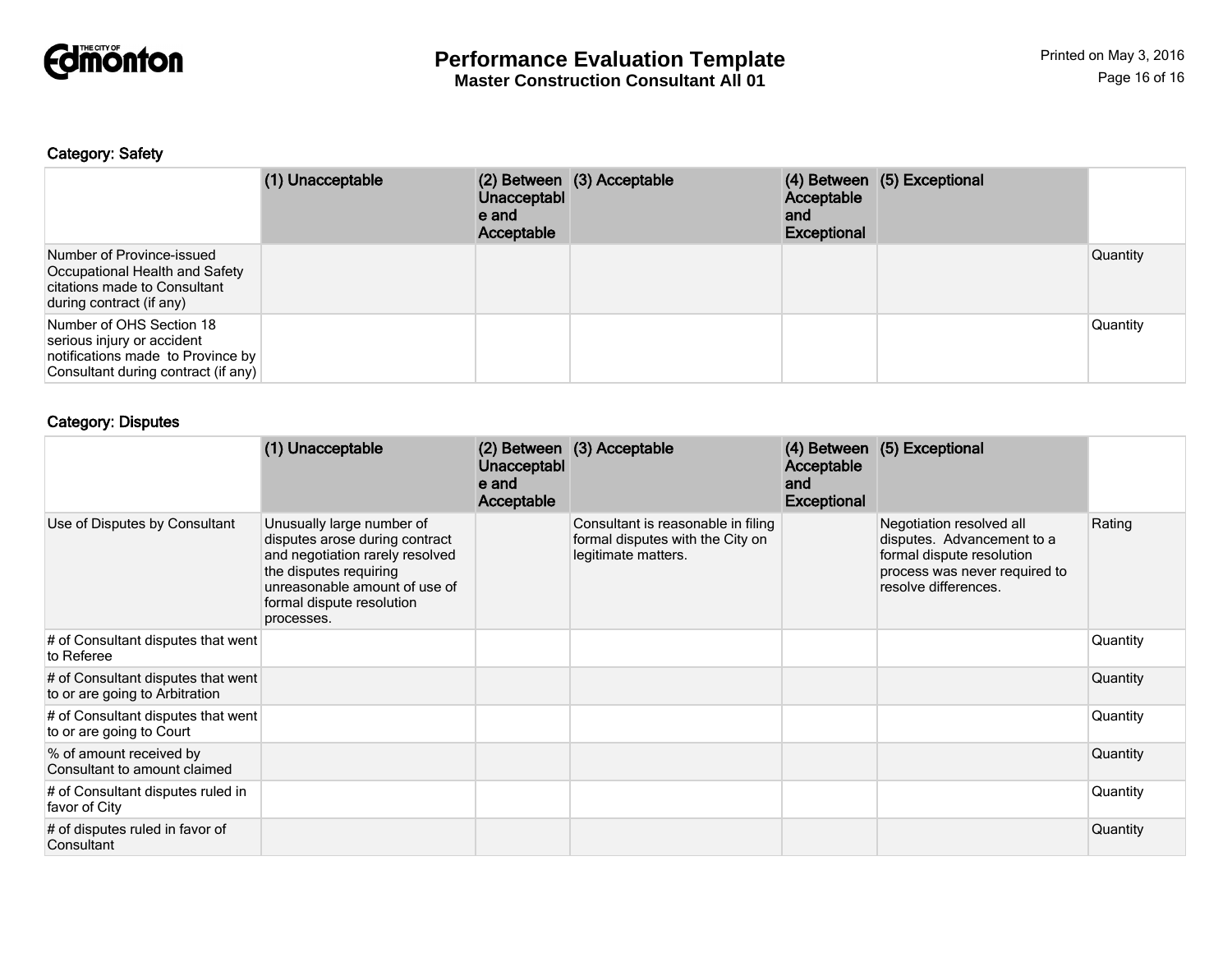### Category: Safety

| | (1) Unacceptable | (2) Between Unacceptable and Acceptable | (3) Acceptable | (4) Between Acceptable and Exceptional | (5) Exceptional | |
|---|---|---|---|---|---|---|
| Number of Province-issued Occupational Health and Safety citations made to Consultant during contract (if any) | | | | | | Quantity |
| Number of OHS Section 18 serious injury or accident notifications made to Province by Consultant during contract (if any) | | | | | | Quantity |

### Category: Disputes

| | (1) Unacceptable | (2) Between Unacceptable and Acceptable | (3) Acceptable | (4) Between Acceptable and Exceptional | (5) Exceptional | |
|---|---|---|---|---|---|---|
| Use of Disputes by Consultant | Unusually large number of disputes arose during contract and negotiation rarely resolved the disputes requiring unreasonable amount of use of formal dispute resolution processes. | | Consultant is reasonable in filing formal disputes with the City on legitimate matters. | | Negotiation resolved all disputes. Advancement to a formal dispute resolution process was never required to resolve differences. | Rating |
| # of Consultant disputes that went to Referee | | | | | | Quantity |
| # of Consultant disputes that went to or are going to Arbitration | | | | | | Quantity |
| # of Consultant disputes that went to or are going to Court | | | | | | Quantity |
| % of amount received by Consultant to amount claimed | | | | | | Quantity |
| # of Consultant disputes ruled in favor of City | | | | | | Quantity |
| # of disputes ruled in favor of Consultant | | | | | | Quantity |